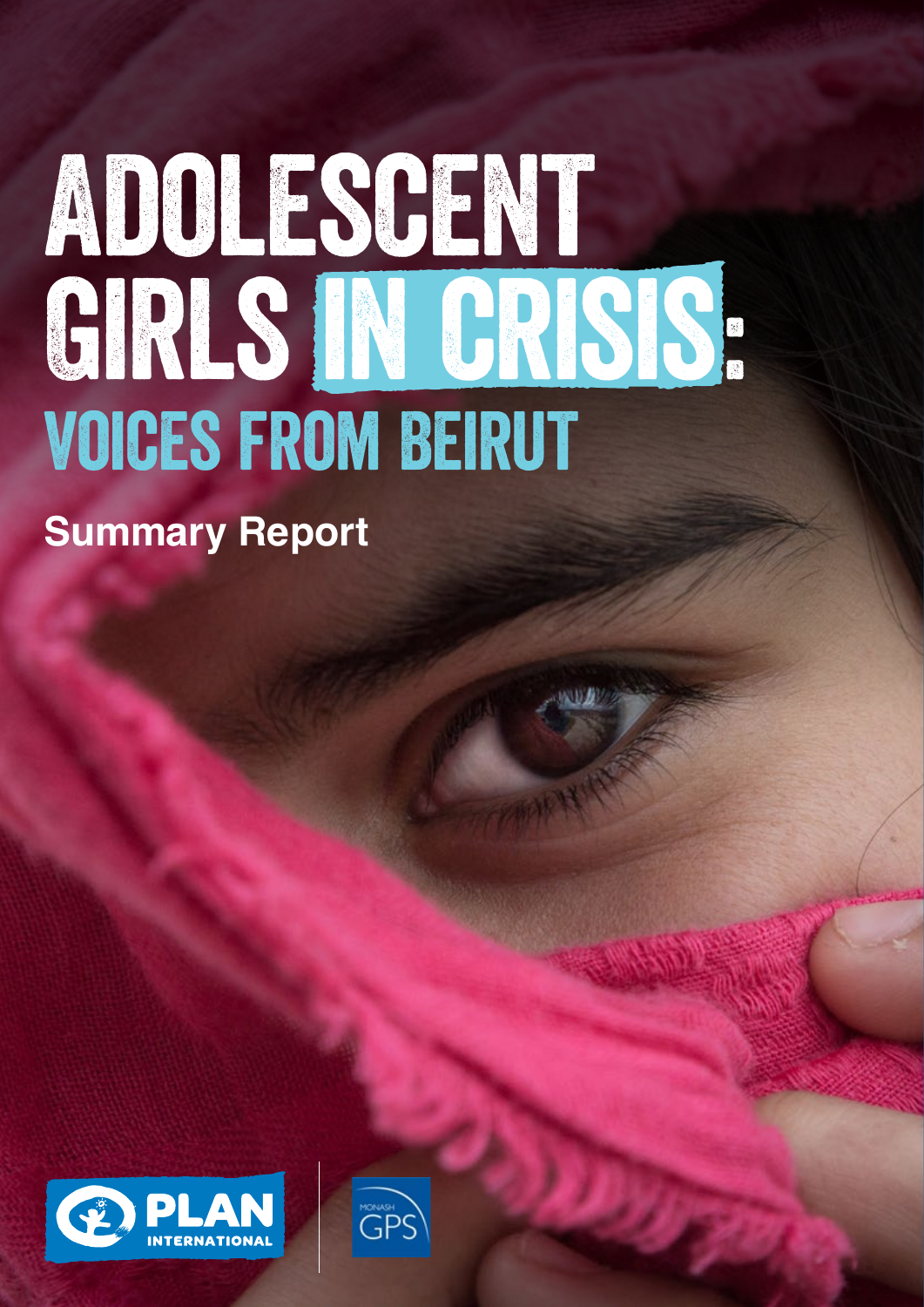# ADOLESCENT GIRLS IN CRISIS: VOICES FROM BEIRUT

## Summary Report

PLAN INTERNATIONAL

MONASH GPS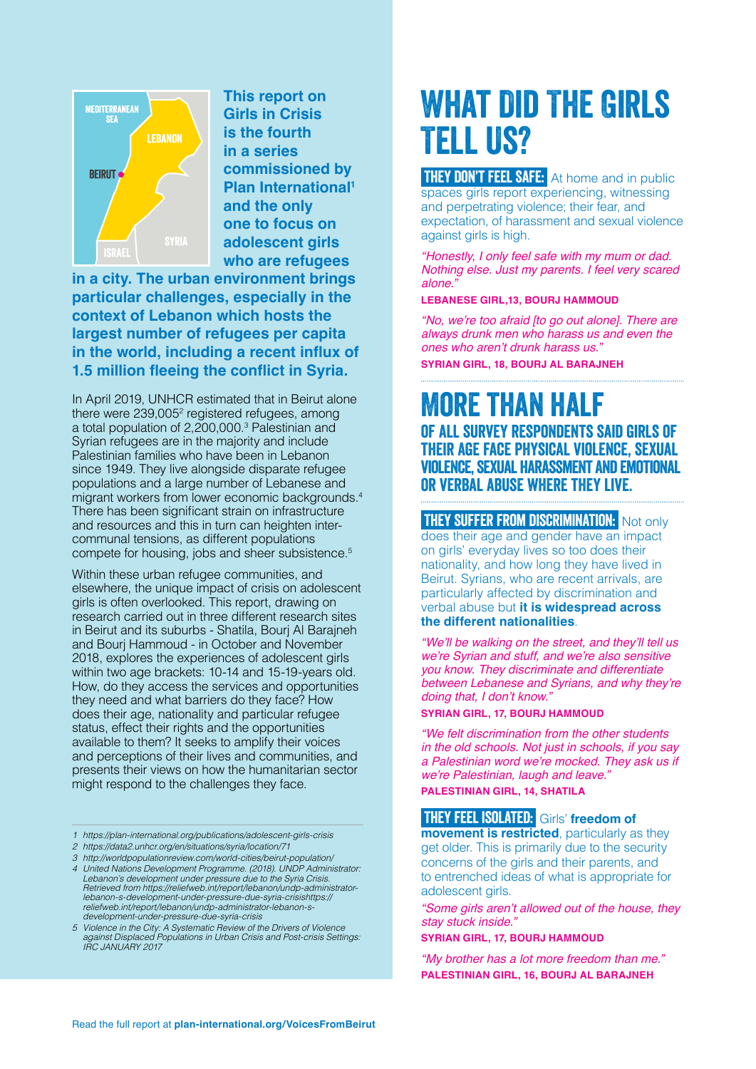MEDITERRANEAN SEA

LEBANON

BEIRUT

SYRIA

ISRAEL

**This report on Girls in Crisis is the fourth in a series commissioned by Plan International[1] and the only one to focus on adolescent girls who are refugees in a city. The urban environment brings particular challenges, especially in the context of Lebanon which hosts the largest number of refugees per capita in the world, including a recent influx of 1.5 million fleeing the conflict in Syria.**

In April 2019, UNHCR estimated that in Beirut alone there were 239,005[2] registered refugees, among a total population of 2,200,000.[3] Palestinian and Syrian refugees are in the majority and include Palestinian families who have been in Lebanon since 1949. They live alongside disparate refugee populations and a large number of Lebanese and migrant workers from lower economic backgrounds.[4] There has been significant strain on infrastructure and resources and this in turn can heighten inter-communal tensions, as different populations compete for housing, jobs and sheer subsistence.[5]

Within these urban refugee communities, and elsewhere, the unique impact of crisis on adolescent girls is often overlooked. This report, drawing on research carried out in three different research sites in Beirut and its suburbs - Shatila, Bourj Al Barajneh and Bourj Hammoud - in October and November 2018, explores the experiences of adolescent girls within two age brackets: 10-14 and 15-19-years old. How, do they access the services and opportunities they need and what barriers do they face? How does their age, nationality and particular refugee status, effect their rights and the opportunities available to them? It seeks to amplify their voices and perceptions of their lives and communities, and presents their views on how the humanitarian sector might respond to the challenges they face.

1 https://plan-international.org/publications/adolescent-girls-crisis
2 https://data2.unhcr.org/en/situations/syria/location/71
3 http://worldpopulationreview.com/world-cities/beirut-population/
4 United Nations Development Programme. (2018). UNDP Administrator: Lebanon's development under pressure due to the Syria Crisis. Retrieved from https://reliefweb.int/report/lebanon/undp-administrator-lebanon-s-development-under-pressure-due-syria-crisishttps://reliefweb.int/report/lebanon/undp-administrator-lebanon-s-development-under-pressure-due-syria-crisis
5 Violence in the City: A Systematic Review of the Drivers of Violence against Displaced Populations in Urban Crisis and Post-crisis Settings: IRC JANUARY 2017

# WHAT DID THE GIRLS TELL US?

**THEY DON'T FEEL SAFE:** At home and in public spaces girls report experiencing, witnessing and perpetrating violence; their fear, and expectation, of harassment and sexual violence against girls is high.

*"Honestly, I only feel safe with my mum or dad. Nothing else. Just my parents. I feel very scared alone."*

**LEBANESE GIRL,13, BOURJ HAMMOUD**

*"No, we're too afraid [to go out alone]. There are always drunk men who harass us and even the ones who aren't drunk harass us."*

**SYRIAN GIRL, 18, BOURJ AL BARAJNEH**

## MORE THAN HALF

**OF ALL SURVEY RESPONDENTS SAID GIRLS OF THEIR AGE FACE PHYSICAL VIOLENCE, SEXUAL VIOLENCE, SEXUAL HARASSMENT AND EMOTIONAL OR VERBAL ABUSE WHERE THEY LIVE.**

**THEY SUFFER FROM DISCRIMINATION:** Not only does their age and gender have an impact on girls' everyday lives so too does their nationality, and how long they have lived in Beirut. Syrians, who are recent arrivals, are particularly affected by discrimination and verbal abuse but **it is widespread across the different nationalities**.

*"We'll be walking on the street, and they'll tell us we're Syrian and stuff, and we're also sensitive you know. They discriminate and differentiate between Lebanese and Syrians, and why they're doing that, I don't know."*

**SYRIAN GIRL, 17, BOURJ HAMMOUD**

*"We felt discrimination from the other students in the old schools. Not just in schools, if you say a Palestinian word we're mocked. They ask us if we're Palestinian, laugh and leave."*

**PALESTINIAN GIRL, 14, SHATILA**

**THEY FEEL ISOLATED:** Girls' **freedom of movement is restricted**, particularly as they get older. This is primarily due to the security concerns of the girls and their parents, and to entrenched ideas of what is appropriate for adolescent girls.

*"Some girls aren't allowed out of the house, they stay stuck inside."*

**SYRIAN GIRL, 17, BOURJ HAMMOUD**

*"My brother has a lot more freedom than me."*

**PALESTINIAN GIRL, 16, BOURJ AL BARAJNEH**

Read the full report at **plan-international.org/VoicesFromBeirut**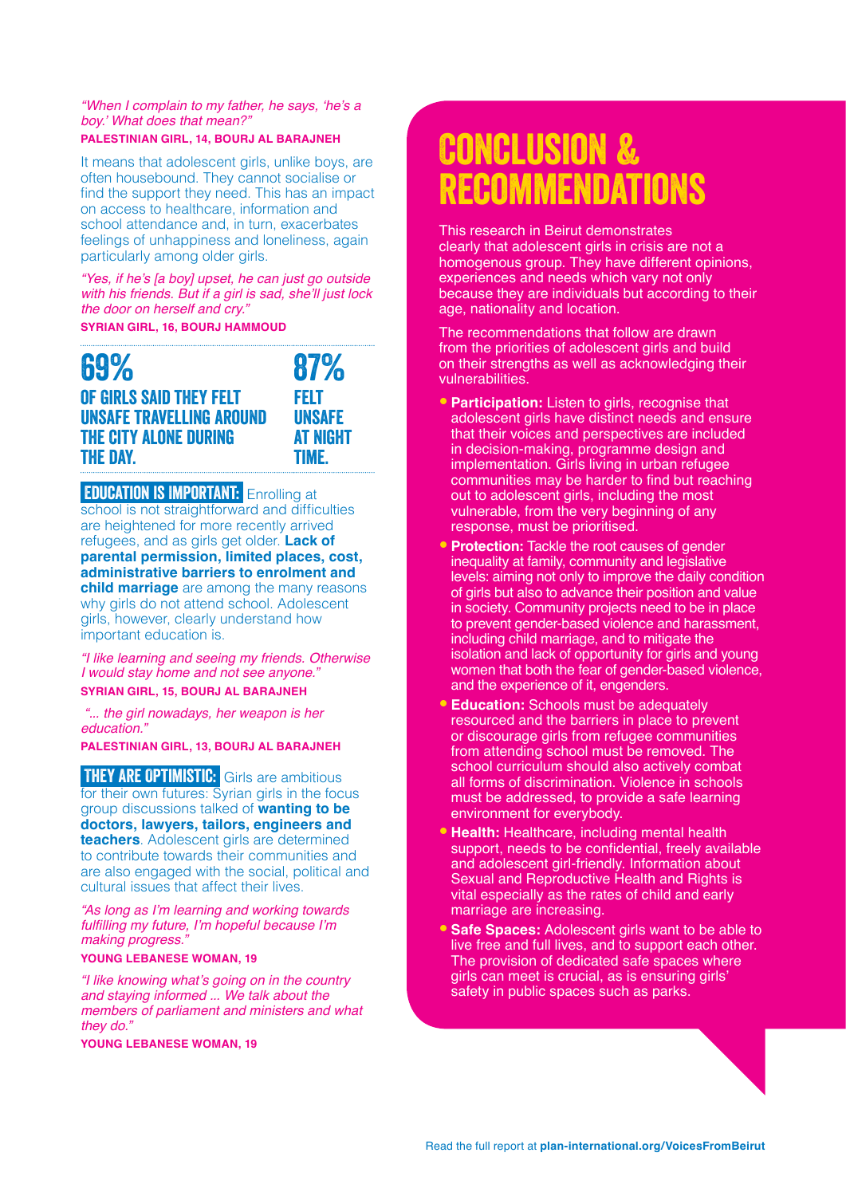*"When I complain to my father, he says, 'he's a boy.' What does that mean?"*
**PALESTINIAN GIRL, 14, BOURJ AL BARAJNEH**

It means that adolescent girls, unlike boys, are often housebound. They cannot socialise or find the support they need. This has an impact on access to healthcare, information and school attendance and, in turn, exacerbates feelings of unhappiness and loneliness, again particularly among older girls.

*"Yes, if he's [a boy] upset, he can just go outside with his friends. But if a girl is sad, she'll just lock the door on herself and cry."*
**SYRIAN GIRL, 16, BOURJ HAMMOUD**

**69%**
**OF GIRLS SAID THEY FELT UNSAFE TRAVELLING AROUND THE CITY ALONE DURING THE DAY.**

**87%**
**FELT UNSAFE AT NIGHT TIME.**

**EDUCATION IS IMPORTANT:** Enrolling at school is not straightforward and difficulties are heightened for more recently arrived refugees, and as girls get older. **Lack of parental permission, limited places, cost, administrative barriers to enrolment and child marriage** are among the many reasons why girls do not attend school. Adolescent girls, however, clearly understand how important education is.

*"I like learning and seeing my friends. Otherwise I would stay home and not see anyone."*
**SYRIAN GIRL, 15, BOURJ AL BARAJNEH**

*"... the girl nowadays, her weapon is her education."*
**PALESTINIAN GIRL, 13, BOURJ AL BARAJNEH**

**THEY ARE OPTIMISTIC:** Girls are ambitious for their own futures: Syrian girls in the focus group discussions talked of **wanting to be doctors, lawyers, tailors, engineers and teachers**. Adolescent girls are determined to contribute towards their communities and are also engaged with the social, political and cultural issues that affect their lives.

*"As long as I'm learning and working towards fulfilling my future, I'm hopeful because I'm making progress."*
**YOUNG LEBANESE WOMAN, 19**

*"I like knowing what's going on in the country and staying informed ... We talk about the members of parliament and ministers and what they do."*
**YOUNG LEBANESE WOMAN, 19**

# CONCLUSION & RECOMMENDATIONS

This research in Beirut demonstrates clearly that adolescent girls in crisis are not a homogenous group. They have different opinions, experiences and needs which vary not only because they are individuals but according to their age, nationality and location.

The recommendations that follow are drawn from the priorities of adolescent girls and build on their strengths as well as acknowledging their vulnerabilities.

- **Participation:** Listen to girls, recognise that adolescent girls have distinct needs and ensure that their voices and perspectives are included in decision-making, programme design and implementation. Girls living in urban refugee communities may be harder to find but reaching out to adolescent girls, including the most vulnerable, from the very beginning of any response, must be prioritised.
- **Protection:** Tackle the root causes of gender inequality at family, community and legislative levels: aiming not only to improve the daily condition of girls but also to advance their position and value in society. Community projects need to be in place to prevent gender-based violence and harassment, including child marriage, and to mitigate the isolation and lack of opportunity for girls and young women that both the fear of gender-based violence, and the experience of it, engenders.
- **Education:** Schools must be adequately resourced and the barriers in place to prevent or discourage girls from refugee communities from attending school must be removed. The school curriculum should also actively combat all forms of discrimination. Violence in schools must be addressed, to provide a safe learning environment for everybody.
- **Health:** Healthcare, including mental health support, needs to be confidential, freely available and adolescent girl-friendly. Information about Sexual and Reproductive Health and Rights is vital especially as the rates of child and early marriage are increasing.
- **Safe Spaces:** Adolescent girls want to be able to live free and full lives, and to support each other. The provision of dedicated safe spaces where girls can meet is crucial, as is ensuring girls' safety in public spaces such as parks.

Read the full report at **plan-international.org/VoicesFromBeirut**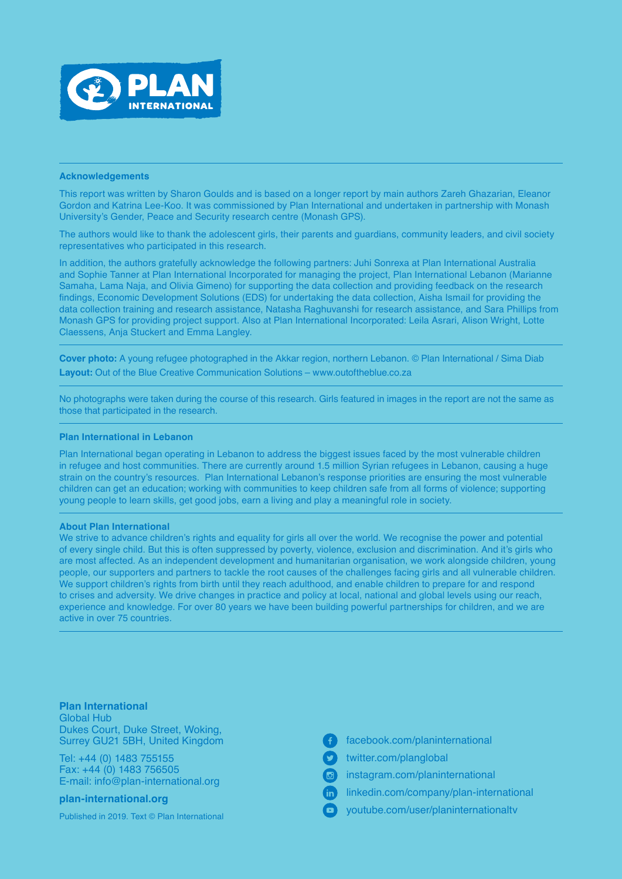**Acknowledgements**

This report was written by Sharon Goulds and is based on a longer report by main authors Zareh Ghazarian, Eleanor Gordon and Katrina Lee-Koo. It was commissioned by Plan International and undertaken in partnership with Monash University's Gender, Peace and Security research centre (Monash GPS).

The authors would like to thank the adolescent girls, their parents and guardians, community leaders, and civil society representatives who participated in this research.

In addition, the authors gratefully acknowledge the following partners: Juhi Sonrexa at Plan International Australia and Sophie Tanner at Plan International Incorporated for managing the project, Plan International Lebanon (Marianne Samaha, Lama Naja, and Olivia Gimeno) for supporting the data collection and providing feedback on the research findings, Economic Development Solutions (EDS) for undertaking the data collection, Aisha Ismail for providing the data collection training and research assistance, Natasha Raghuvanshi for research assistance, and Sara Phillips from Monash GPS for providing project support. Also at Plan International Incorporated: Leila Asrari, Alison Wright, Lotte Claessens, Anja Stuckert and Emma Langley.

**Cover photo:** A young refugee photographed in the Akkar region, northern Lebanon. © Plan International / Sima Diab

**Layout:** Out of the Blue Creative Communication Solutions – www.outoftheblue.co.za

No photographs were taken during the course of this research. Girls featured in images in the report are not the same as those that participated in the research.

**Plan International in Lebanon**

Plan International began operating in Lebanon to address the biggest issues faced by the most vulnerable children in refugee and host communities. There are currently around 1.5 million Syrian refugees in Lebanon, causing a huge strain on the country's resources. Plan International Lebanon's response priorities are ensuring the most vulnerable children can get an education; working with communities to keep children safe from all forms of violence; supporting young people to learn skills, get good jobs, earn a living and play a meaningful role in society.

**About Plan International**

We strive to advance children's rights and equality for girls all over the world. We recognise the power and potential of every single child. But this is often suppressed by poverty, violence, exclusion and discrimination. And it's girls who are most affected. As an independent development and humanitarian organisation, we work alongside children, young people, our supporters and partners to tackle the root causes of the challenges facing girls and all vulnerable children. We support children's rights from birth until they reach adulthood, and enable children to prepare for and respond to crises and adversity. We drive changes in practice and policy at local, national and global levels using our reach, experience and knowledge. For over 80 years we have been building powerful partnerships for children, and we are active in over 75 countries.

**Plan International**
Global Hub
Dukes Court, Duke Street, Woking,
Surrey GU21 5BH, United Kingdom

Tel: +44 (0) 1483 755155
Fax: +44 (0) 1483 756505
E-mail: info@plan-international.org

**plan-international.org**

Published in 2019. Text © Plan International

facebook.com/planinternational
twitter.com/planglobal
instagram.com/planinternational
linkedin.com/company/plan-international
youtube.com/user/planinternationaltv